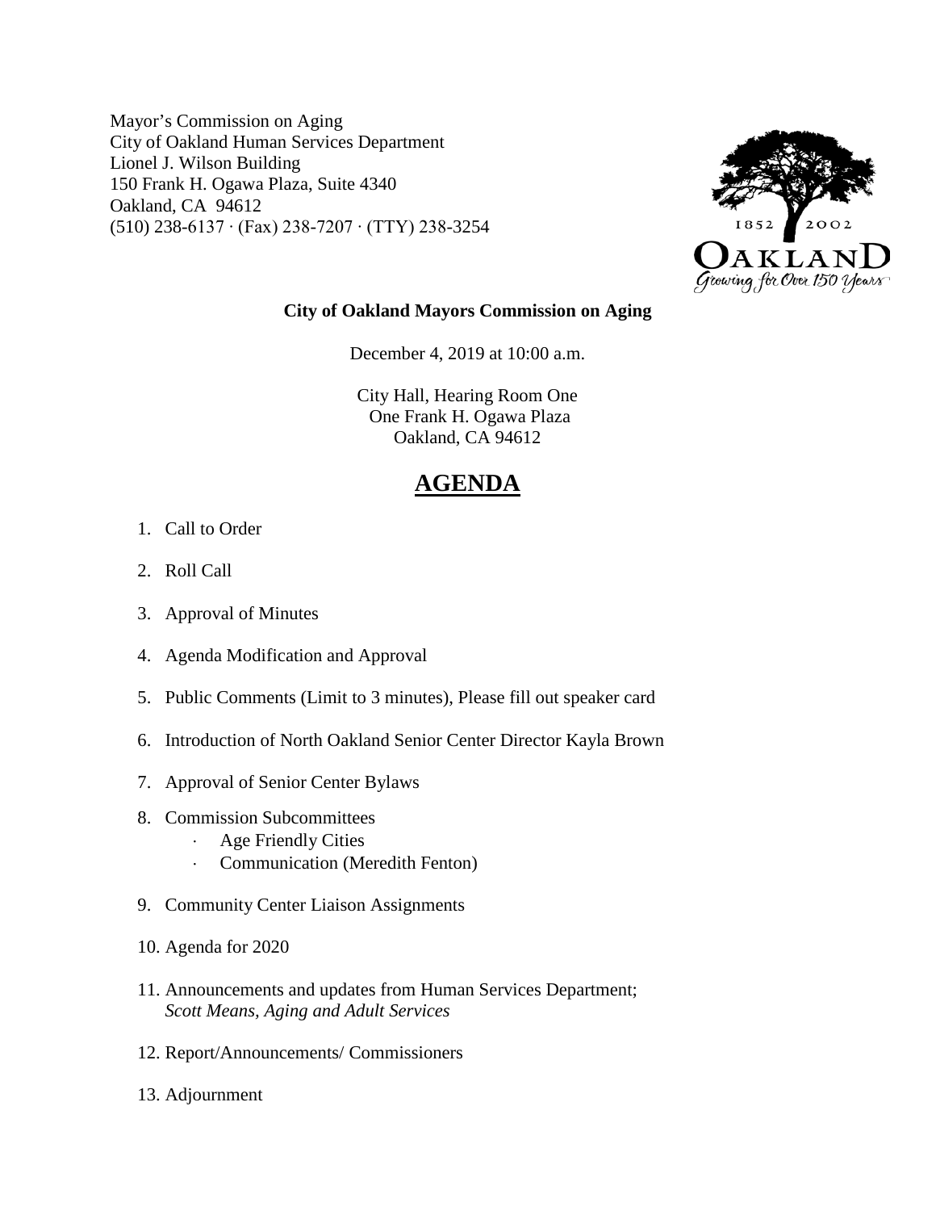Mayor's Commission on Aging
City of Oakland Human Services Department
Lionel J. Wilson Building
150 Frank H. Ogawa Plaza, Suite 4340
Oakland, CA 94612
(510) 238-6137 · (Fax) 238-7207 · (TTY) 238-3254

1852 2002
OAKLAND
Growing for Over 150 Years

**City of Oakland Mayors Commission on Aging**

December 4, 2019 at 10:00 a.m.

City Hall, Hearing Room One
One Frank H. Ogawa Plaza
Oakland, CA 94612

# AGENDA

1. Call to Order
2. Roll Call
3. Approval of Minutes
4. Agenda Modification and Approval
5. Public Comments (Limit to 3 minutes), Please fill out speaker card
6. Introduction of North Oakland Senior Center Director Kayla Brown
7. Approval of Senior Center Bylaws
8. Commission Subcommittees
   - Age Friendly Cities
   - Communication (Meredith Fenton)
9. Community Center Liaison Assignments
10. Agenda for 2020
11. Announcements and updates from Human Services Department; *Scott Means, Aging and Adult Services*
12. Report/Announcements/ Commissioners
13. Adjournment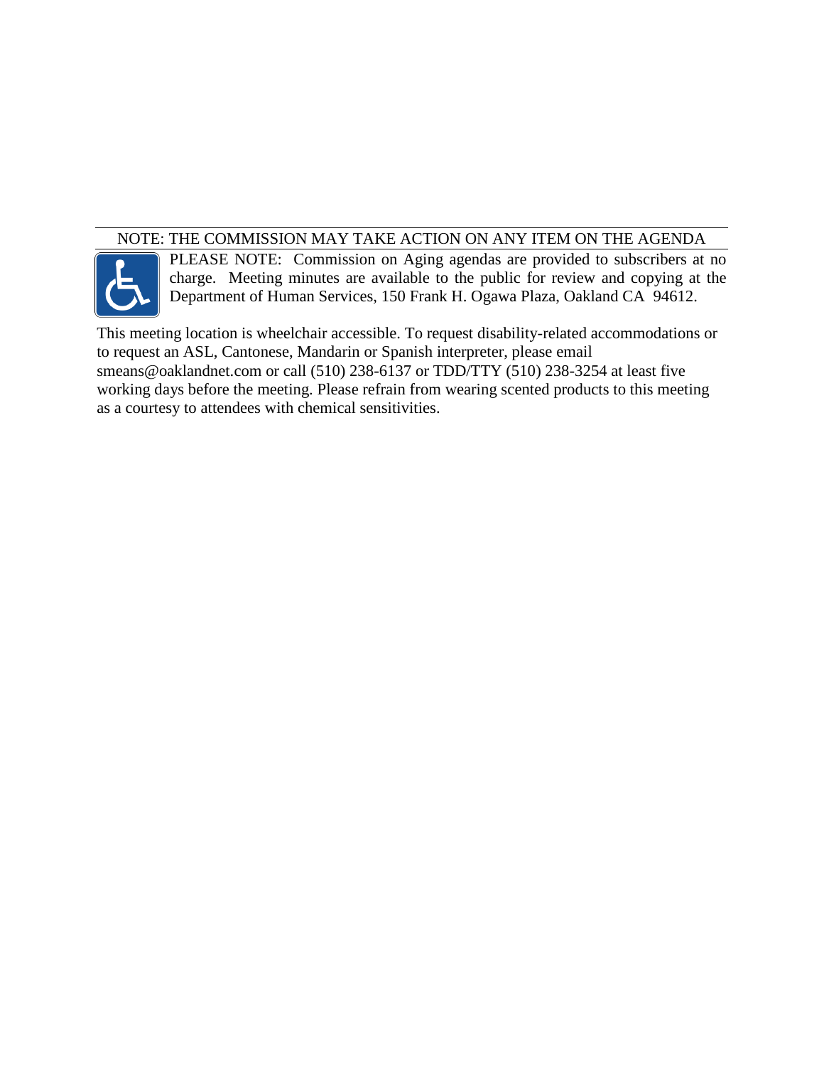NOTE: THE COMMISSION MAY TAKE ACTION ON ANY ITEM ON THE AGENDA

PLEASE NOTE: Commission on Aging agendas are provided to subscribers at no charge. Meeting minutes are available to the public for review and copying at the Department of Human Services, 150 Frank H. Ogawa Plaza, Oakland CA 94612.

This meeting location is wheelchair accessible. To request disability-related accommodations or to request an ASL, Cantonese, Mandarin or Spanish interpreter, please email smeans@oaklandnet.com or call (510) 238-6137 or TDD/TTY (510) 238-3254 at least five working days before the meeting. Please refrain from wearing scented products to this meeting as a courtesy to attendees with chemical sensitivities.